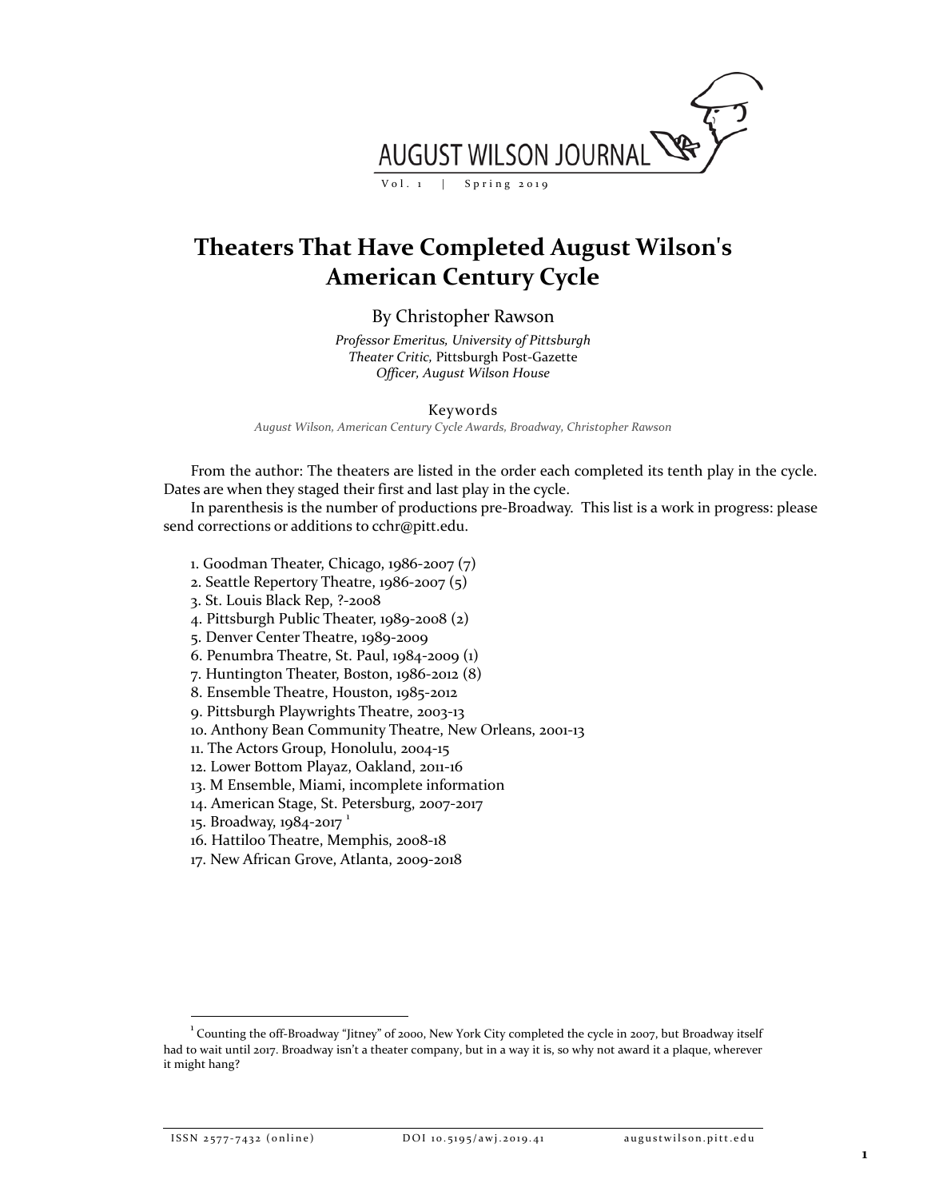# Theaters That Have Completed August Wilson's American Century Cycle

By Christopher Rawson

*Professor Emeritus, University of Pittsburgh*
*Theater Critic,* Pittsburgh Post-Gazette
*Officer, August Wilson House*

Keywords

*August Wilson, American Century Cycle Awards, Broadway, Christopher Rawson*

From the author: The theaters are listed in the order each completed its tenth play in the cycle. Dates are when they staged their first and last play in the cycle.

In parenthesis is the number of productions pre-Broadway. This list is a work in progress: please send corrections or additions to cchr@pitt.edu.

1. Goodman Theater, Chicago, 1986-2007 (7)
2. Seattle Repertory Theatre, 1986-2007 (5)
3. St. Louis Black Rep, ?-2008
4. Pittsburgh Public Theater, 1989-2008 (2)
5. Denver Center Theatre, 1989-2009
6. Penumbra Theatre, St. Paul, 1984-2009 (1)
7. Huntington Theater, Boston, 1986-2012 (8)
8. Ensemble Theatre, Houston, 1985-2012
9. Pittsburgh Playwrights Theatre, 2003-13
10. Anthony Bean Community Theatre, New Orleans, 2001-13
11. The Actors Group, Honolulu, 2004-15
12. Lower Bottom Playaz, Oakland, 2011-16
13. M Ensemble, Miami, incomplete information
14. American Stage, St. Petersburg, 2007-2017
15. Broadway, 1984-2017 [1]
16. Hattiloo Theatre, Memphis, 2008-18
17. New African Grove, Atlanta, 2009-2018

---

[1] Counting the off-Broadway "Jitney" of 2000, New York City completed the cycle in 2007, but Broadway itself had to wait until 2017. Broadway isn't a theater company, but in a way it is, so why not award it a plaque, wherever it might hang?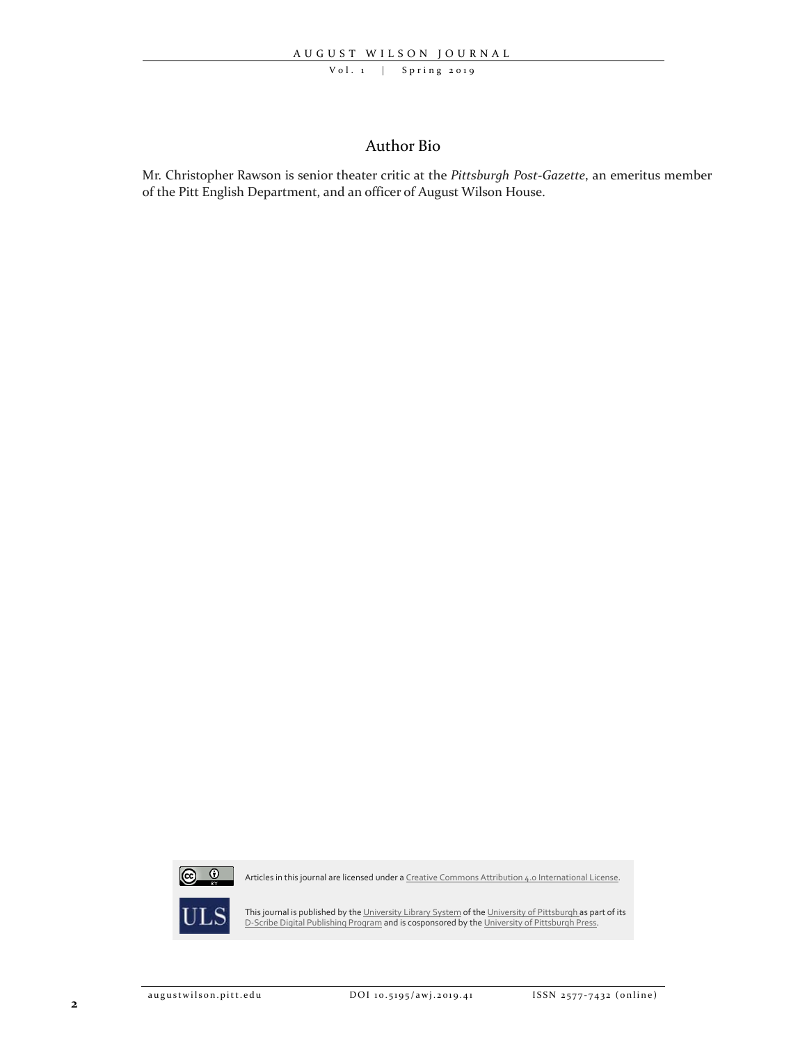## Author Bio

Mr. Christopher Rawson is senior theater critic at the *Pittsburgh Post-Gazette*, an emeritus member of the Pitt English Department, and an officer of August Wilson House.

Articles in this journal are licensed under a Creative Commons Attribution 4.0 International License.

This journal is published by the University Library System of the University of Pittsburgh as part of its D-Scribe Digital Publishing Program and is cosponsored by the University of Pittsburgh Press.